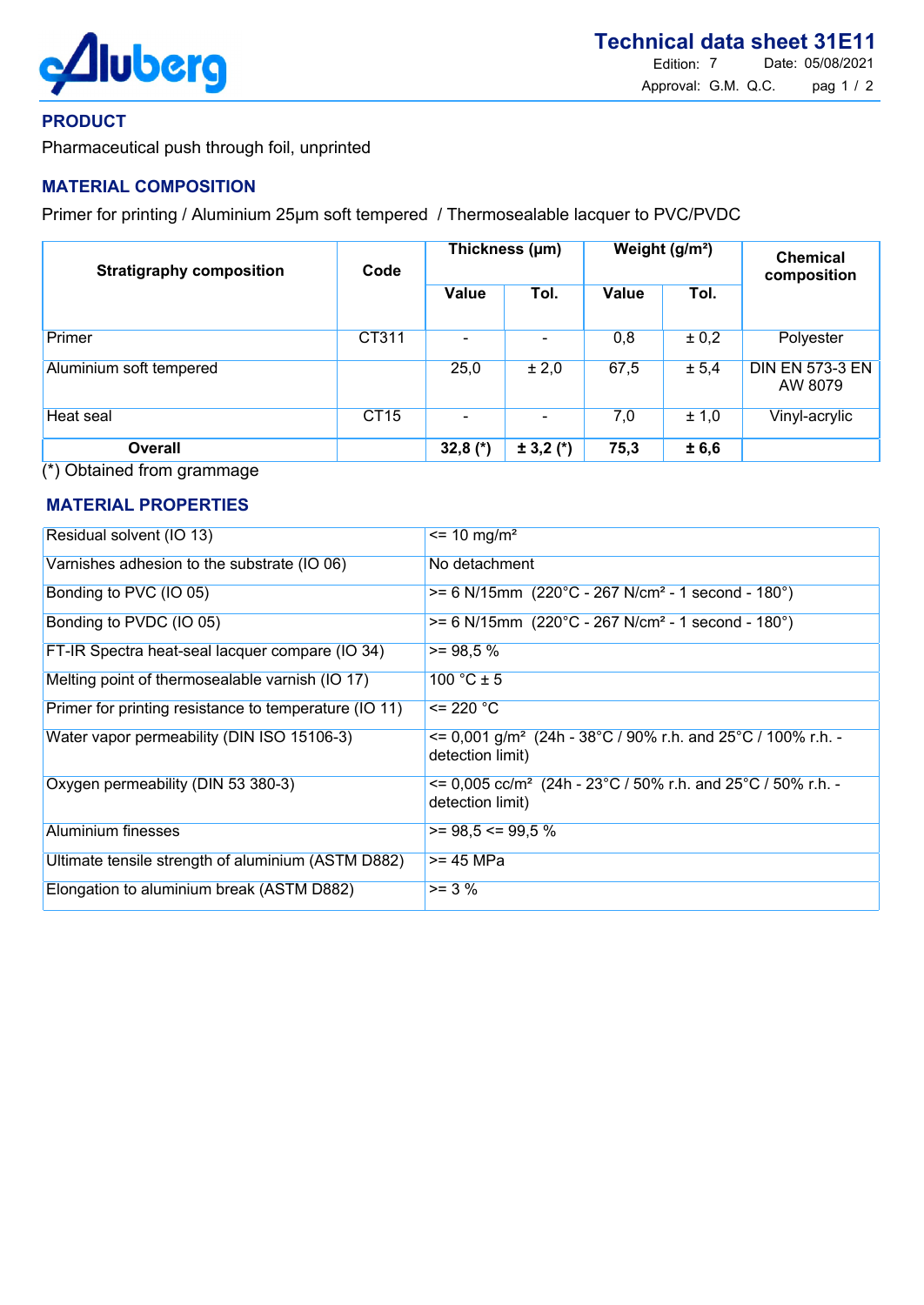# Technical data sheet 31E11

Edition: 7 Date: 05/08/2021

Approval: G.M. Q.C.

## PRODUCT

Pharmaceutical push through foil, unprinted

## MATERIAL COMPOSITION

Primer for printing / Aluminium 25µm soft tempered / Thermosealable lacquer to PVC/PVDC

| Stratigraphy composition | Code | Thickness (µm) | | Weight (g/m²) | | Chemical composition |
|---|---|---|---|---|---|---|
| | | Value | Tol. | Value | Tol. | |
| Primer | CT311 | - | - | 0,8 | ± 0,2 | Polyester |
| Aluminium soft tempered | | 25,0 | ± 2,0 | 67,5 | ± 5,4 | DIN EN 573-3 EN AW 8079 |
| Heat seal | CT15 | - | - | 7,0 | ± 1,0 | Vinyl-acrylic |
| **Overall** | | **32,8 (*)** | **± 3,2 (*)** | **75,3** | **± 6,6** | |

(*) Obtained from grammage

## MATERIAL PROPERTIES

| | |
|---|---|
| Residual solvent (IO 13) | <= 10 mg/m² |
| Varnishes adhesion to the substrate (IO 06) | No detachment |
| Bonding to PVC (IO 05) | >= 6 N/15mm (220°C - 267 N/cm² - 1 second - 180°) |
| Bonding to PVDC (IO 05) | >= 6 N/15mm (220°C - 267 N/cm² - 1 second - 180°) |
| FT-IR Spectra heat-seal lacquer compare (IO 34) | >= 98,5 % |
| Melting point of thermosealable varnish (IO 17) | 100 °C ± 5 |
| Primer for printing resistance to temperature (IO 11) | <= 220 °C |
| Water vapor permeability (DIN ISO 15106-3) | <= 0,001 g/m² (24h - 38°C / 90% r.h. and 25°C / 100% r.h. - detection limit) |
| Oxygen permeability (DIN 53 380-3) | <= 0,005 cc/m² (24h - 23°C / 50% r.h. and 25°C / 50% r.h. - detection limit) |
| Aluminium finesses | >= 98,5 <= 99,5 % |
| Ultimate tensile strength of aluminium (ASTM D882) | >= 45 MPa |
| Elongation to aluminium break (ASTM D882) | >= 3 % |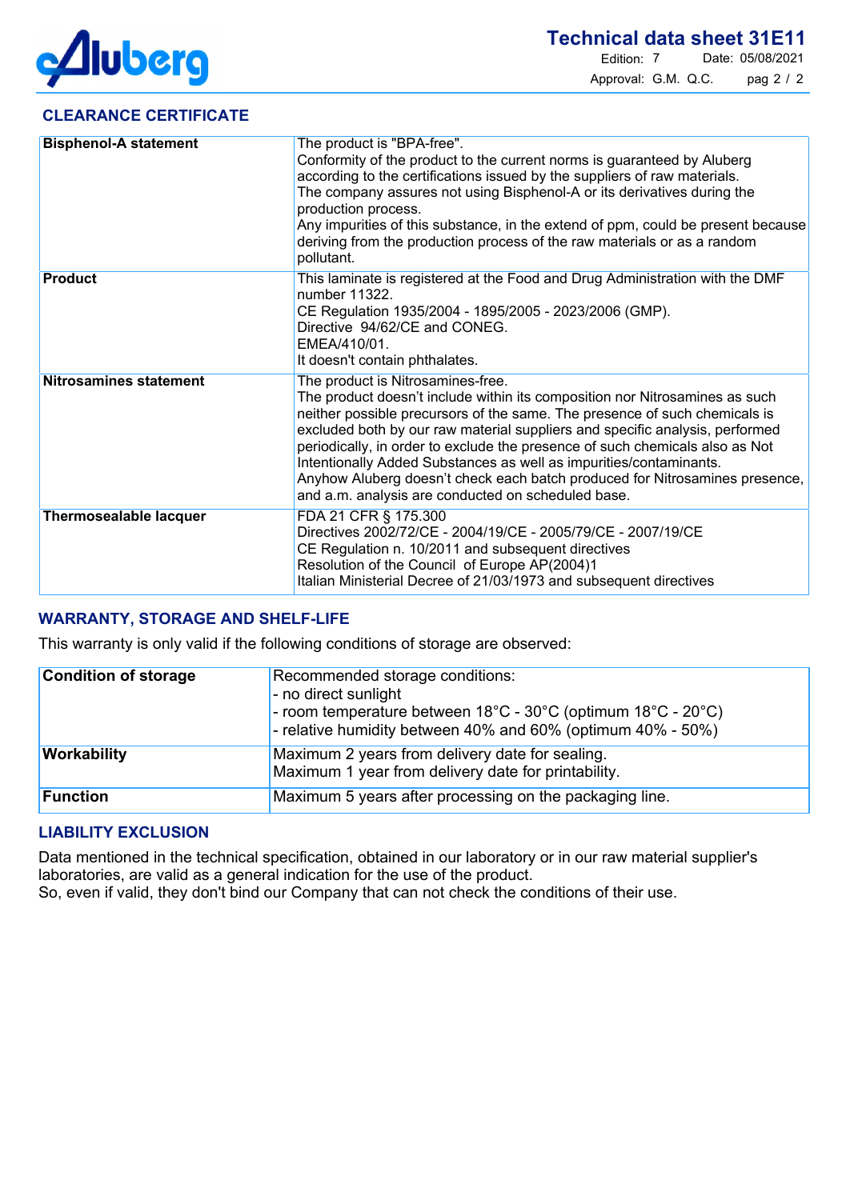## CLEARANCE CERTIFICATE

| | |
|---|---|
| **Bisphenol-A statement** | The product is "BPA-free".<br>Conformity of the product to the current norms is guaranteed by Aluberg according to the certifications issued by the suppliers of raw materials.<br>The company assures not using Bisphenol-A or its derivatives during the production process.<br>Any impurities of this substance, in the extend of ppm, could be present because deriving from the production process of the raw materials or as a random pollutant. |
| **Product** | This laminate is registered at the Food and Drug Administration with the DMF number 11322.<br>CE Regulation 1935/2004 - 1895/2005 - 2023/2006 (GMP).<br>Directive 94/62/CE and CONEG.<br>EMEA/410/01.<br>It doesn't contain phthalates. |
| **Nitrosamines statement** | The product is Nitrosamines-free.<br>The product doesn't include within its composition nor Nitrosamines as such neither possible precursors of the same. The presence of such chemicals is excluded both by our raw material suppliers and specific analysis, performed periodically, in order to exclude the presence of such chemicals also as Not Intentionally Added Substances as well as impurities/contaminants.<br>Anyhow Aluberg doesn't check each batch produced for Nitrosamines presence, and a.m. analysis are conducted on scheduled base. |
| **Thermosealable lacquer** | FDA 21 CFR § 175.300<br>Directives 2002/72/CE - 2004/19/CE - 2005/79/CE - 2007/19/CE<br>CE Regulation n. 10/2011 and subsequent directives<br>Resolution of the Council of Europe AP(2004)1<br>Italian Ministerial Decree of 21/03/1973 and subsequent directives |

## WARRANTY, STORAGE AND SHELF-LIFE

This warranty is only valid if the following conditions of storage are observed:

| | |
|---|---|
| **Condition of storage** | Recommended storage conditions:<br>- no direct sunlight<br>- room temperature between 18°C - 30°C (optimum 18°C - 20°C)<br>- relative humidity between 40% and 60% (optimum 40% - 50%) |
| **Workability** | Maximum 2 years from delivery date for sealing.<br>Maximum 1 year from delivery date for printability. |
| **Function** | Maximum 5 years after processing on the packaging line. |

## LIABILITY EXCLUSION

Data mentioned in the technical specification, obtained in our laboratory or in our raw material supplier's laboratories, are valid as a general indication for the use of the product.
So, even if valid, they don't bind our Company that can not check the conditions of their use.